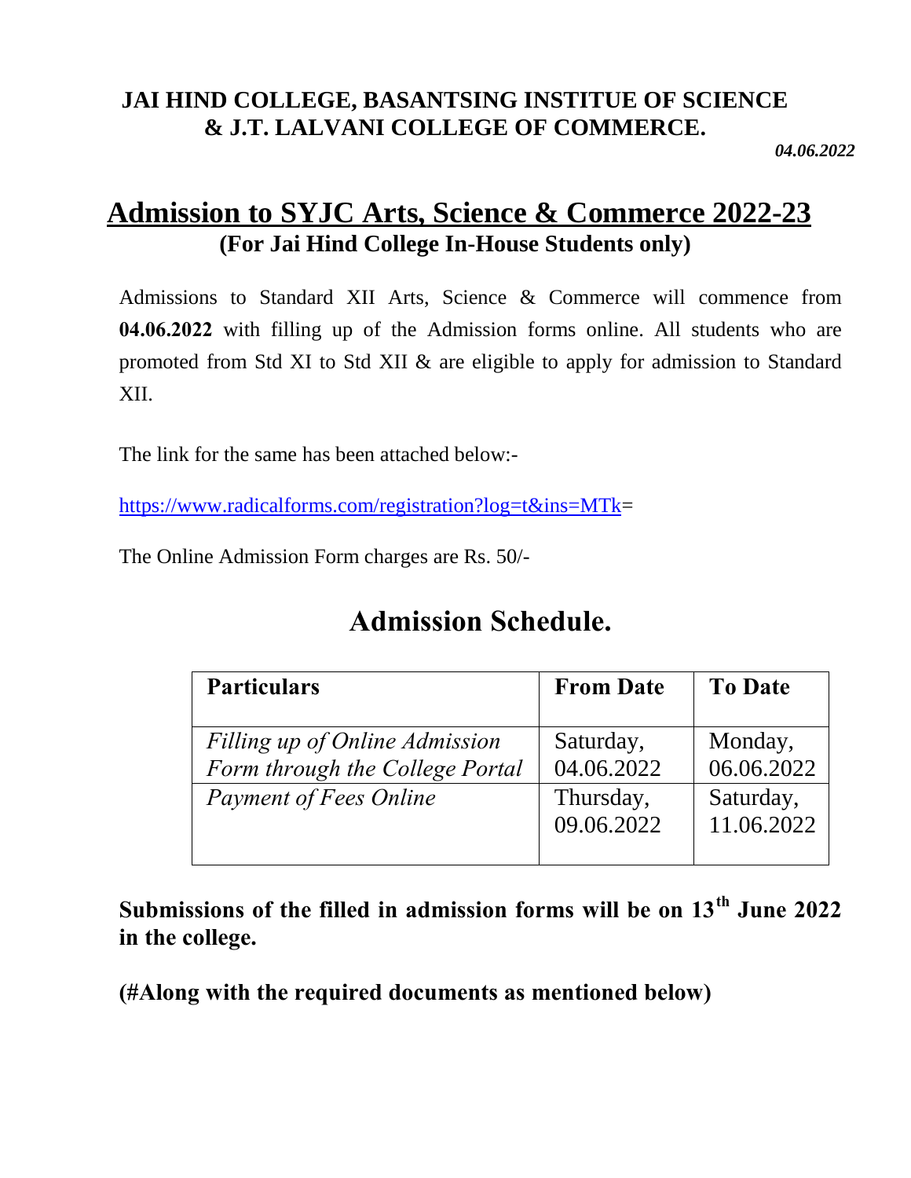**JAI HIND COLLEGE, BASANTSING INSTITUE OF SCIENCE & J.T. LALVANI COLLEGE OF COMMERCE.**

***04.06.2022***

# Admission to SYJC Arts, Science & Commerce 2022-23

**(For Jai Hind College In-House Students only)**

Admissions to Standard XII Arts, Science & Commerce will commence from **04.06.2022** with filling up of the Admission forms online. All students who are promoted from Std XI to Std XII & are eligible to apply for admission to Standard XII.

The link for the same has been attached below:-

https://www.radicalforms.com/registration?log=t&ins=MTk=

The Online Admission Form charges are Rs. 50/-

## Admission Schedule.

| **Particulars** | **From Date** | **To Date** |
|---|---|---|
| *Filling up of Online Admission Form through the College Portal* | Saturday, 04.06.2022 | Monday, 06.06.2022 |
| *Payment of Fees Online* | Thursday, 09.06.2022 | Saturday, 11.06.2022 |

**Submissions of the filled in admission forms will be on 13th June 2022 in the college.**

**(#Along with the required documents as mentioned below)**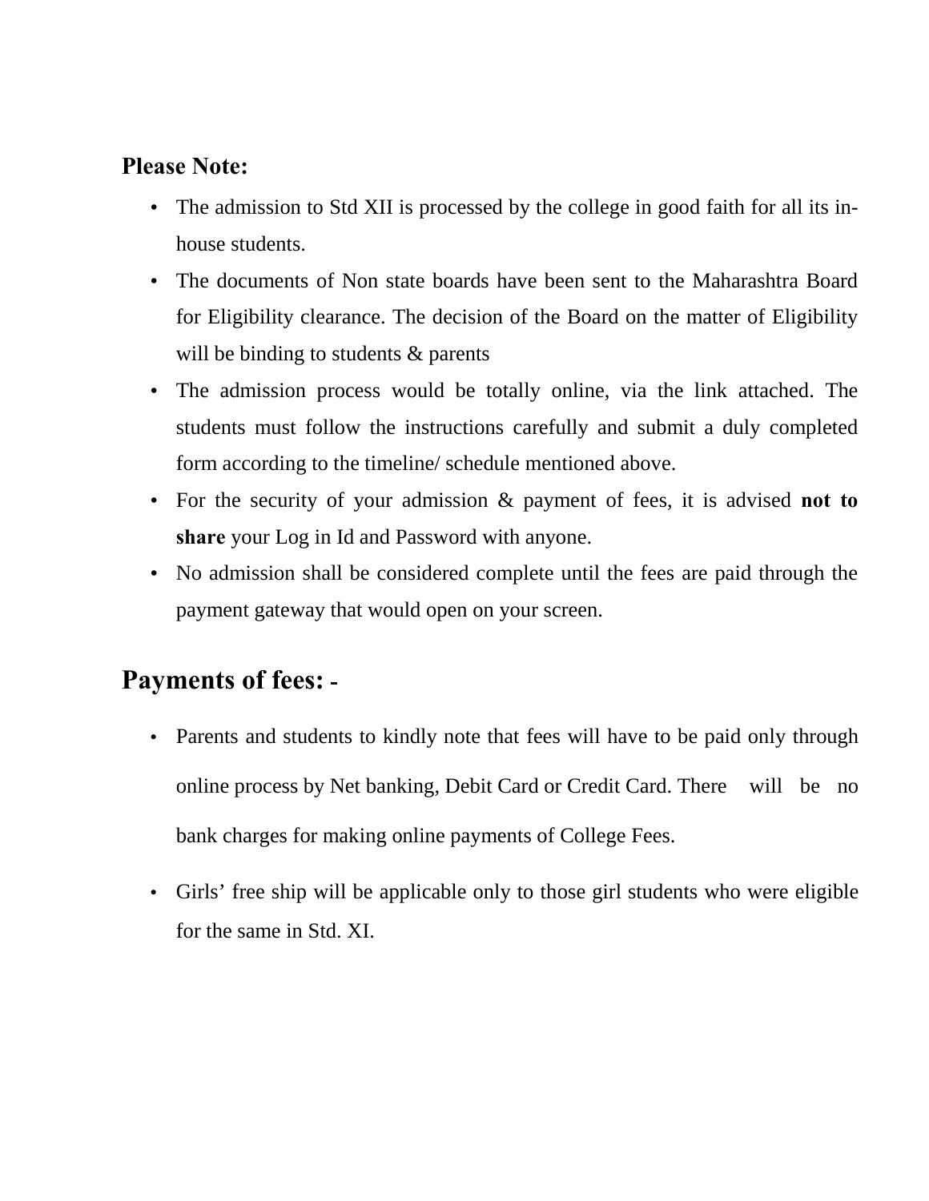**Please Note:**

- The admission to Std XII is processed by the college in good faith for all its in-house students.
- The documents of Non state boards have been sent to the Maharashtra Board for Eligibility clearance. The decision of the Board on the matter of Eligibility will be binding to students & parents
- The admission process would be totally online, via the link attached. The students must follow the instructions carefully and submit a duly completed form according to the timeline/ schedule mentioned above.
- For the security of your admission & payment of fees, it is advised **not to share** your Log in Id and Password with anyone.
- No admission shall be considered complete until the fees are paid through the payment gateway that would open on your screen.

## Payments of fees: -

- Parents and students to kindly note that fees will have to be paid only through online process by Net banking, Debit Card or Credit Card. There will be no bank charges for making online payments of College Fees.
- Girls' free ship will be applicable only to those girl students who were eligible for the same in Std. XI.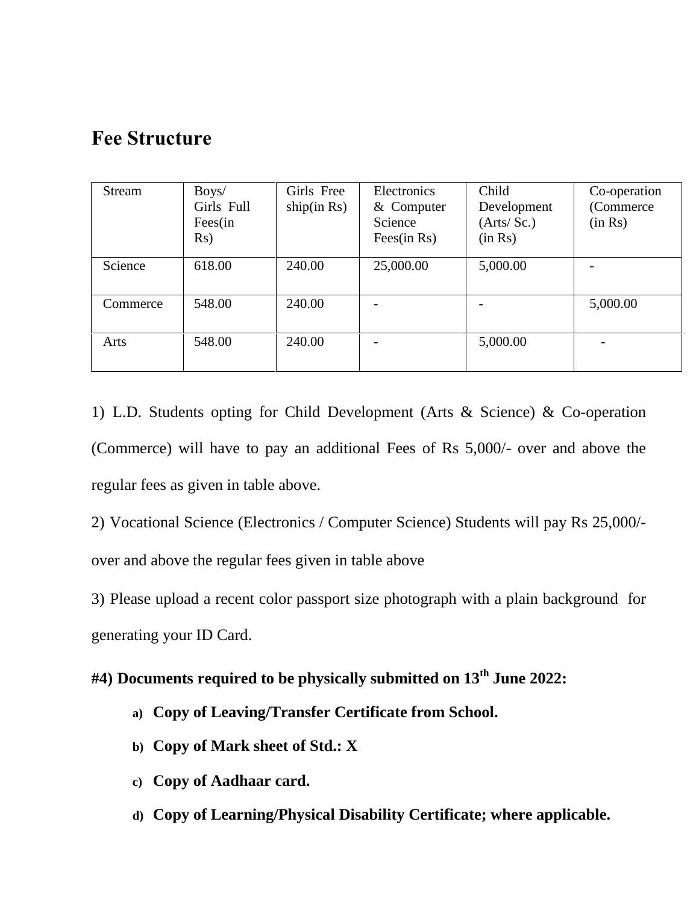## Fee Structure

| Stream | Boys/ Girls Full Fees(in Rs) | Girls Free ship(in Rs) | Electronics & Computer Science Fees(in Rs) | Child Development (Arts/ Sc.) (in Rs) | Co-operation (Commerce (in Rs) |
|---|---|---|---|---|---|
| Science | 618.00 | 240.00 | 25,000.00 | 5,000.00 | - |
| Commerce | 548.00 | 240.00 | - | - | 5,000.00 |
| Arts | 548.00 | 240.00 | - | 5,000.00 | - |

1) L.D. Students opting for Child Development (Arts & Science) & Co-operation (Commerce) will have to pay an additional Fees of Rs 5,000/- over and above the regular fees as given in table above.

2) Vocational Science (Electronics / Computer Science) Students will pay Rs 25,000/- over and above the regular fees given in table above

3) Please upload a recent color passport size photograph with a plain background for generating your ID Card.

**#4) Documents required to be physically submitted on 13th June 2022:**

- a) **Copy of Leaving/Transfer Certificate from School.**
- b) **Copy of Mark sheet of Std.: X**
- c) **Copy of Aadhaar card.**
- d) **Copy of Learning/Physical Disability Certificate; where applicable.**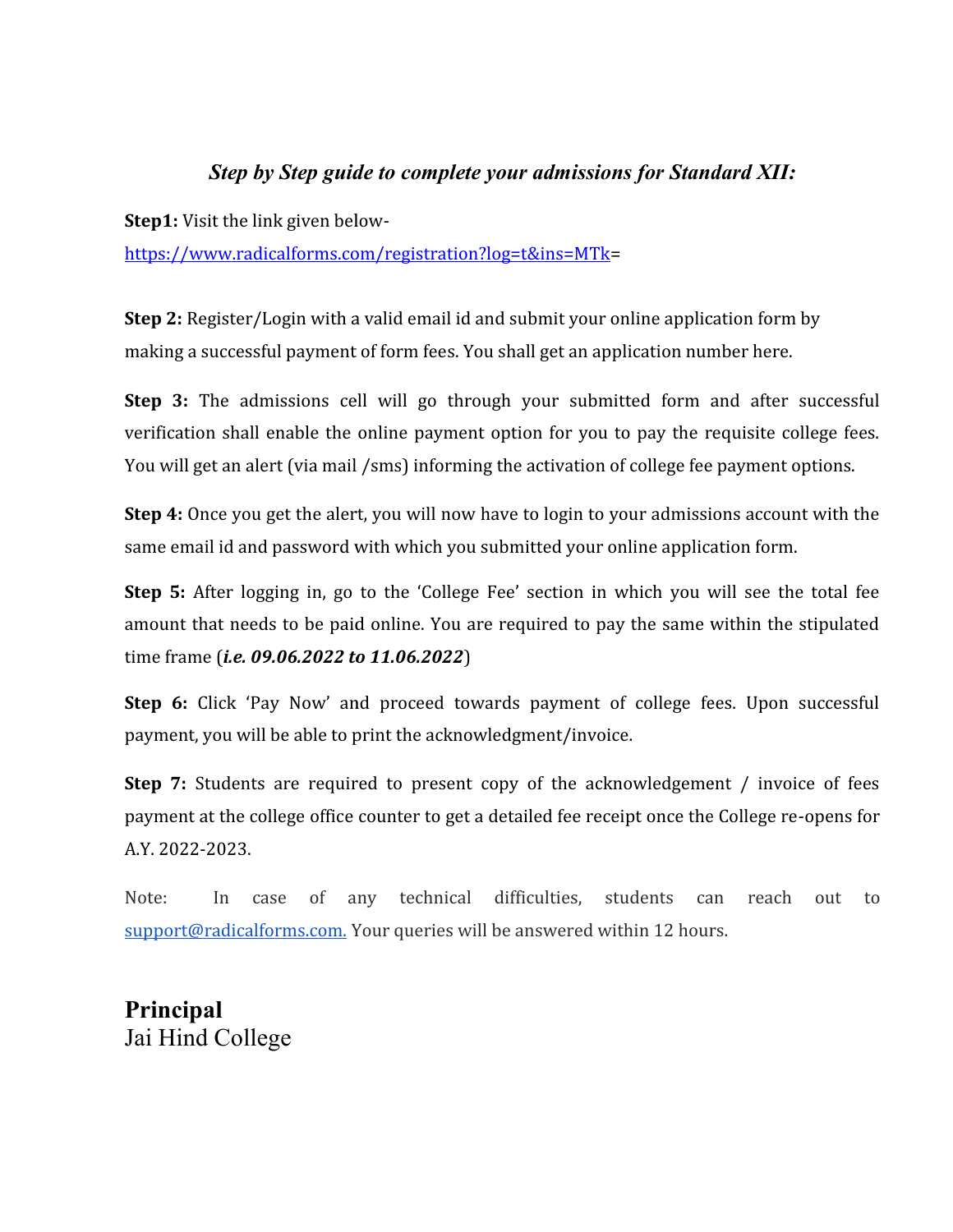### *Step by Step guide to complete your admissions for Standard XII:*

**Step1:** Visit the link given below-

https://www.radicalforms.com/registration?log=t&ins=MTk=

**Step 2:** Register/Login with a valid email id and submit your online application form by making a successful payment of form fees. You shall get an application number here.

**Step 3:** The admissions cell will go through your submitted form and after successful verification shall enable the online payment option for you to pay the requisite college fees. You will get an alert (via mail /sms) informing the activation of college fee payment options.

**Step 4:** Once you get the alert, you will now have to login to your admissions account with the same email id and password with which you submitted your online application form.

**Step 5:** After logging in, go to the 'College Fee' section in which you will see the total fee amount that needs to be paid online. You are required to pay the same within the stipulated time frame (***i.e. 09.06.2022 to 11.06.2022***)

**Step 6:** Click 'Pay Now' and proceed towards payment of college fees. Upon successful payment, you will be able to print the acknowledgment/invoice.

**Step 7:** Students are required to present copy of the acknowledgement / invoice of fees payment at the college office counter to get a detailed fee receipt once the College re-opens for A.Y. 2022-2023.

Note: In case of any technical difficulties, students can reach out to support@radicalforms.com. Your queries will be answered within 12 hours.

**Principal**
Jai Hind College